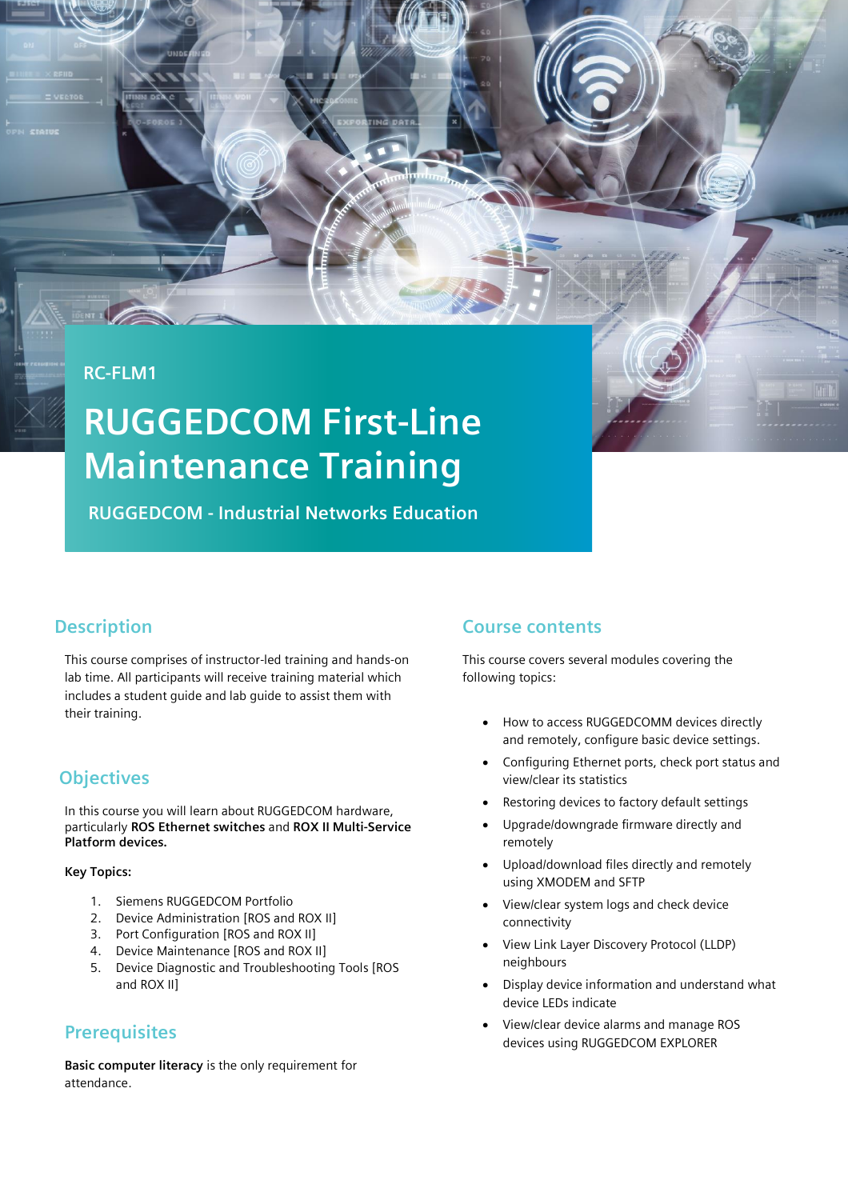RC-FLM1

# RUGGEDCOM First-Line Maintenance Training

**RUGGEDCOM - Industrial Networks Education**

## Description

This course comprises of instructor-led training and hands-on lab time. All participants will receive training material which includes a student guide and lab guide to assist them with their training.

## Objectives

In this course you will learn about RUGGEDCOM hardware, particularly **ROS Ethernet switches** and **ROX II Multi-Service Platform devices.**

**Key Topics:**

1. Siemens RUGGEDCOM Portfolio
2. Device Administration [ROS and ROX II]
3. Port Configuration [ROS and ROX II]
4. Device Maintenance [ROS and ROX II]
5. Device Diagnostic and Troubleshooting Tools [ROS and ROX II]

## Prerequisites

**Basic computer literacy** is the only requirement for attendance.

## Course contents

This course covers several modules covering the following topics:

- How to access RUGGEDCOMM devices directly and remotely, configure basic device settings.
- Configuring Ethernet ports, check port status and view/clear its statistics
- Restoring devices to factory default settings
- Upgrade/downgrade firmware directly and remotely
- Upload/download files directly and remotely using XMODEM and SFTP
- View/clear system logs and check device connectivity
- View Link Layer Discovery Protocol (LLDP) neighbours
- Display device information and understand what device LEDs indicate
- View/clear device alarms and manage ROS devices using RUGGEDCOM EXPLORER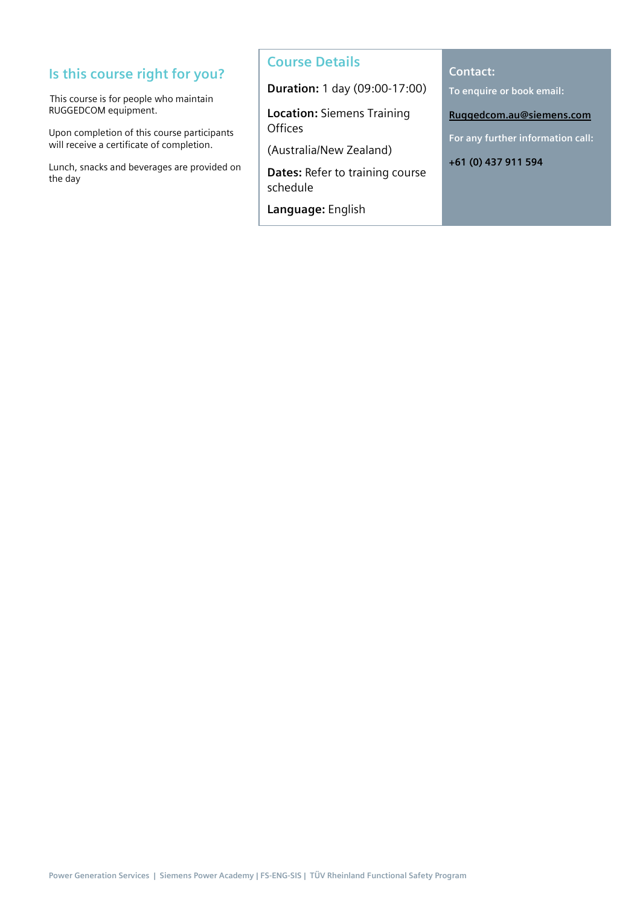## Is this course right for you?

This course is for people who maintain RUGGEDCOM equipment.

Upon completion of this course participants will receive a certificate of completion.

Lunch, snacks and beverages are provided on the day

## Course Details

**Duration:** 1 day (09:00-17:00)

**Location:** Siemens Training Offices

(Australia/New Zealand)

**Dates:** Refer to training course schedule

**Language:** English

## Contact:

**To enquire or book email:**

**Ruggedcom.au@siemens.com**

**For any further information call:**

**+61 (0) 437 911 594**

Power Generation Services | Siemens Power Academy | FS-ENG-SIS | TÜV Rheinland Functional Safety Program